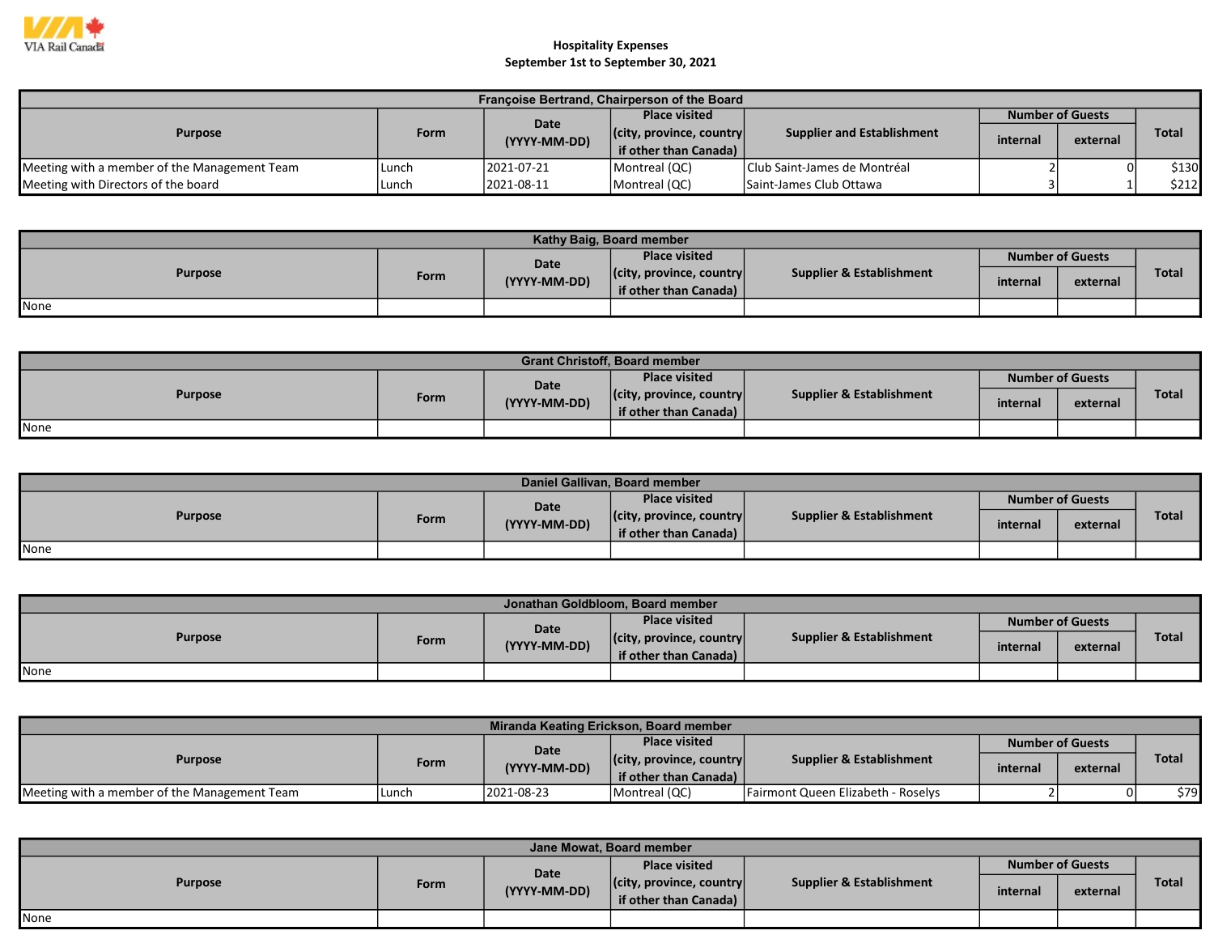VIA Rail Canada

# Hospitality Expenses

## September 1st to September 30, 2021

| Françoise Bertrand, Chairperson of the Board | | | | | | | |
|---|---|---|---|---|---|---|---|
| Purpose | Form | Date (YYYY-MM-DD) | Place visited (city, province, country if other than Canada) | Supplier and Establishment | Number of Guests | | Total |
| | | | | | internal | external | |
| Meeting with a member of the Management Team | Lunch | 2021-07-21 | Montreal (QC) | Club Saint-James de Montréal | 2 | 0 | $130 |
| Meeting with Directors of the board | Lunch | 2021-08-11 | Montreal (QC) | Saint-James Club Ottawa | 3 | 1 | $212 |

| Kathy Baig, Board member | | | | | | | |
|---|---|---|---|---|---|---|---|
| Purpose | Form | Date (YYYY-MM-DD) | Place visited (city, province, country if other than Canada) | Supplier & Establishment | Number of Guests | | Total |
| | | | | | internal | external | |
| None | | | | | | | |

| Grant Christoff, Board member | | | | | | | |
|---|---|---|---|---|---|---|---|
| Purpose | Form | Date (YYYY-MM-DD) | Place visited (city, province, country if other than Canada) | Supplier & Establishment | Number of Guests | | Total |
| | | | | | internal | external | |
| None | | | | | | | |

| Daniel Gallivan, Board member | | | | | | | |
|---|---|---|---|---|---|---|---|
| Purpose | Form | Date (YYYY-MM-DD) | Place visited (city, province, country if other than Canada) | Supplier & Establishment | Number of Guests | | Total |
| | | | | | internal | external | |
| None | | | | | | | |

| Jonathan Goldbloom, Board member | | | | | | | |
|---|---|---|---|---|---|---|---|
| Purpose | Form | Date (YYYY-MM-DD) | Place visited (city, province, country if other than Canada) | Supplier & Establishment | Number of Guests | | Total |
| | | | | | internal | external | |
| None | | | | | | | |

| Miranda Keating Erickson, Board member | | | | | | | |
|---|---|---|---|---|---|---|---|
| Purpose | Form | Date (YYYY-MM-DD) | Place visited (city, province, country if other than Canada) | Supplier & Establishment | Number of Guests | | Total |
| | | | | | internal | external | |
| Meeting with a member of the Management Team | Lunch | 2021-08-23 | Montreal (QC) | Fairmont Queen Elizabeth - Roselys | 2 | 0 | $79 |

| Jane Mowat, Board member | | | | | | | |
|---|---|---|---|---|---|---|---|
| Purpose | Form | Date (YYYY-MM-DD) | Place visited (city, province, country if other than Canada) | Supplier & Establishment | Number of Guests | | Total |
| | | | | | internal | external | |
| None | | | | | | | |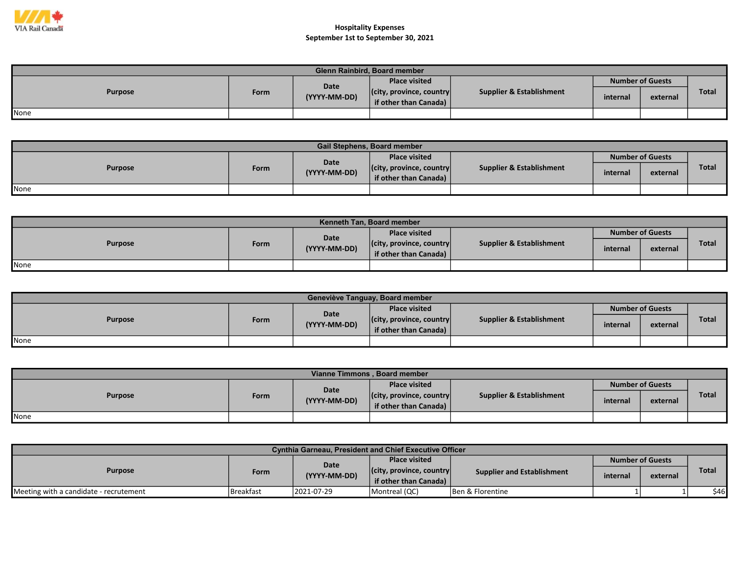VIA Rail Canada

# Hospitality Expenses
## September 1st to September 30, 2021

| Glenn Rainbird, Board member | | | | | | | |
|---|---|---|---|---|---|---|---|
| Purpose | Form | Date (YYYY-MM-DD) | Place visited (city, province, country if other than Canada) | Supplier & Establishment | Number of Guests | | Total |
| | | | | | internal | external | |
| None | | | | | | | |

| Gail Stephens, Board member | | | | | | | |
|---|---|---|---|---|---|---|---|
| Purpose | Form | Date (YYYY-MM-DD) | Place visited (city, province, country if other than Canada) | Supplier & Establishment | Number of Guests | | Total |
| | | | | | internal | external | |
| None | | | | | | | |

| Kenneth Tan, Board member | | | | | | | |
|---|---|---|---|---|---|---|---|
| Purpose | Form | Date (YYYY-MM-DD) | Place visited (city, province, country if other than Canada) | Supplier & Establishment | Number of Guests | | Total |
| | | | | | internal | external | |
| None | | | | | | | |

| Geneviève Tanguay, Board member | | | | | | | |
|---|---|---|---|---|---|---|---|
| Purpose | Form | Date (YYYY-MM-DD) | Place visited (city, province, country if other than Canada) | Supplier & Establishment | Number of Guests | | Total |
| | | | | | internal | external | |
| None | | | | | | | |

| Vianne Timmons , Board member | | | | | | | |
|---|---|---|---|---|---|---|---|
| Purpose | Form | Date (YYYY-MM-DD) | Place visited (city, province, country if other than Canada) | Supplier & Establishment | Number of Guests | | Total |
| | | | | | internal | external | |
| None | | | | | | | |

| Cynthia Garneau, President and Chief Executive Officer | | | | | | | |
|---|---|---|---|---|---|---|---|
| Purpose | Form | Date (YYYY-MM-DD) | Place visited (city, province, country if other than Canada) | Supplier and Establishment | Number of Guests | | Total |
| | | | | | internal | external | |
| Meeting with a candidate - recrutement | Breakfast | 2021-07-29 | Montreal (QC) | Ben & Florentine | 1 | 1 | $46 |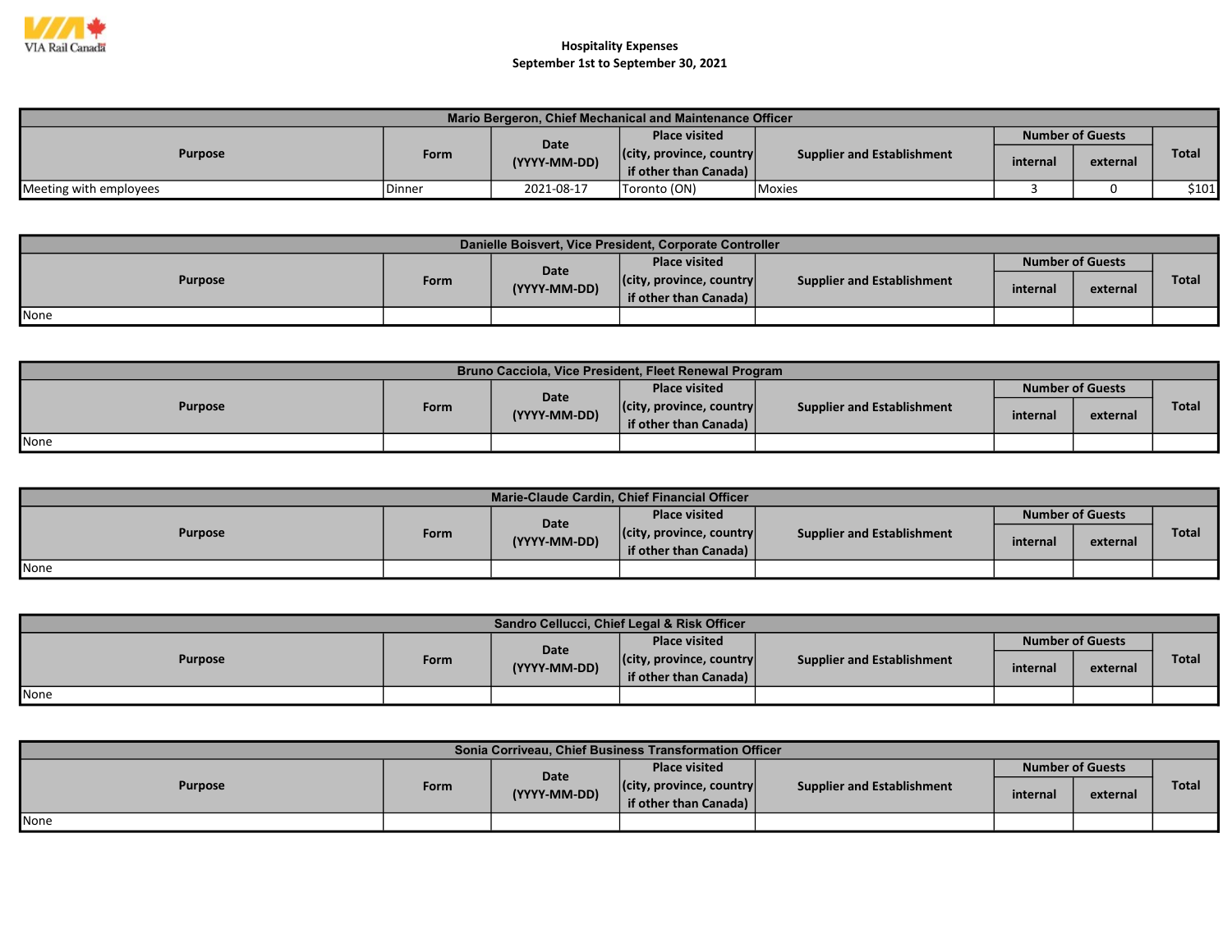VIA Rail Canada

**Hospitality Expenses**
**September 1st to September 30, 2021**

| Mario Bergeron, Chief Mechanical and Maintenance Officer | | | | | | | |
|---|---|---|---|---|---|---|---|
| Purpose | Form | Date (YYYY-MM-DD) | Place visited (city, province, country if other than Canada) | Supplier and Establishment | Number of Guests | | Total |
| | | | | | internal | external | |
| Meeting with employees | Dinner | 2021-08-17 | Toronto (ON) | Moxies | 3 | 0 | $101 |

| Danielle Boisvert, Vice President, Corporate Controller | | | | | | | |
|---|---|---|---|---|---|---|---|
| Purpose | Form | Date (YYYY-MM-DD) | Place visited (city, province, country if other than Canada) | Supplier and Establishment | Number of Guests | | Total |
| | | | | | internal | external | |
| None | | | | | | | |

| Bruno Cacciola, Vice President, Fleet Renewal Program | | | | | | | |
|---|---|---|---|---|---|---|---|
| Purpose | Form | Date (YYYY-MM-DD) | Place visited (city, province, country if other than Canada) | Supplier and Establishment | Number of Guests | | Total |
| | | | | | internal | external | |
| None | | | | | | | |

| Marie-Claude Cardin, Chief Financial Officer | | | | | | | |
|---|---|---|---|---|---|---|---|
| Purpose | Form | Date (YYYY-MM-DD) | Place visited (city, province, country if other than Canada) | Supplier and Establishment | Number of Guests | | Total |
| | | | | | internal | external | |
| None | | | | | | | |

| Sandro Cellucci, Chief Legal & Risk Officer | | | | | | | |
|---|---|---|---|---|---|---|---|
| Purpose | Form | Date (YYYY-MM-DD) | Place visited (city, province, country if other than Canada) | Supplier and Establishment | Number of Guests | | Total |
| | | | | | internal | external | |
| None | | | | | | | |

| Sonia Corriveau, Chief Business Transformation Officer | | | | | | | |
|---|---|---|---|---|---|---|---|
| Purpose | Form | Date (YYYY-MM-DD) | Place visited (city, province, country if other than Canada) | Supplier and Establishment | Number of Guests | | Total |
| | | | | | internal | external | |
| None | | | | | | | |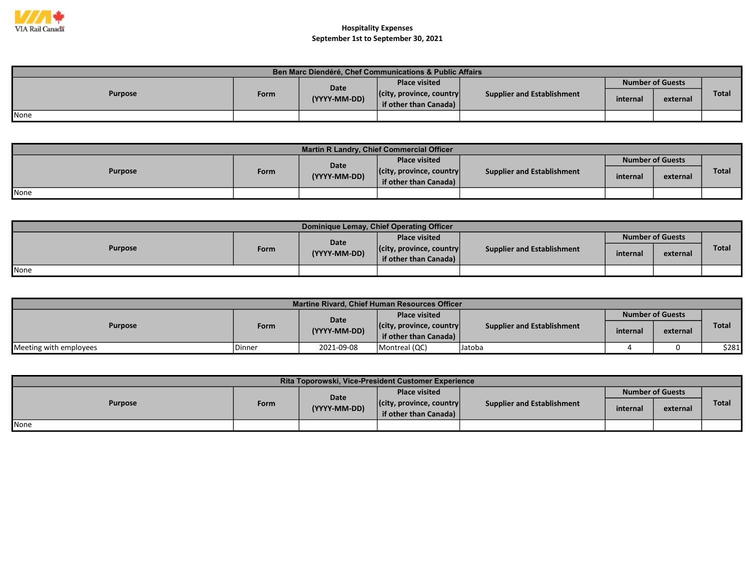**Hospitality Expenses**
**September 1st to September 30, 2021**

| Ben Marc Diendéré, Chef Communications & Public Affairs | | | | | | | |
|---|---|---|---|---|---|---|---|
| Purpose | Form | Date (YYYY-MM-DD) | Place visited (city, province, country if other than Canada) | Supplier and Establishment | Number of Guests | | Total |
| | | | | | internal | external | |
| None | | | | | | | |

| Martin R Landry, Chief Commercial Officer | | | | | | | |
|---|---|---|---|---|---|---|---|
| Purpose | Form | Date (YYYY-MM-DD) | Place visited (city, province, country if other than Canada) | Supplier and Establishment | Number of Guests | | Total |
| | | | | | internal | external | |
| None | | | | | | | |

| Dominique Lemay, Chief Operating Officer | | | | | | | |
|---|---|---|---|---|---|---|---|
| Purpose | Form | Date (YYYY-MM-DD) | Place visited (city, province, country if other than Canada) | Supplier and Establishment | Number of Guests | | Total |
| | | | | | internal | external | |
| None | | | | | | | |

| Martine Rivard, Chief Human Resources Officer | | | | | | | |
|---|---|---|---|---|---|---|---|
| Purpose | Form | Date (YYYY-MM-DD) | Place visited (city, province, country if other than Canada) | Supplier and Establishment | Number of Guests | | Total |
| | | | | | internal | external | |
| Meeting with employees | Dinner | 2021-09-08 | Montreal (QC) | Jatoba | 4 | 0 | $281 |

| Rita Toporowski, Vice-President Customer Experience | | | | | | | |
|---|---|---|---|---|---|---|---|
| Purpose | Form | Date (YYYY-MM-DD) | Place visited (city, province, country if other than Canada) | Supplier and Establishment | Number of Guests | | Total |
| | | | | | internal | external | |
| None | | | | | | | |